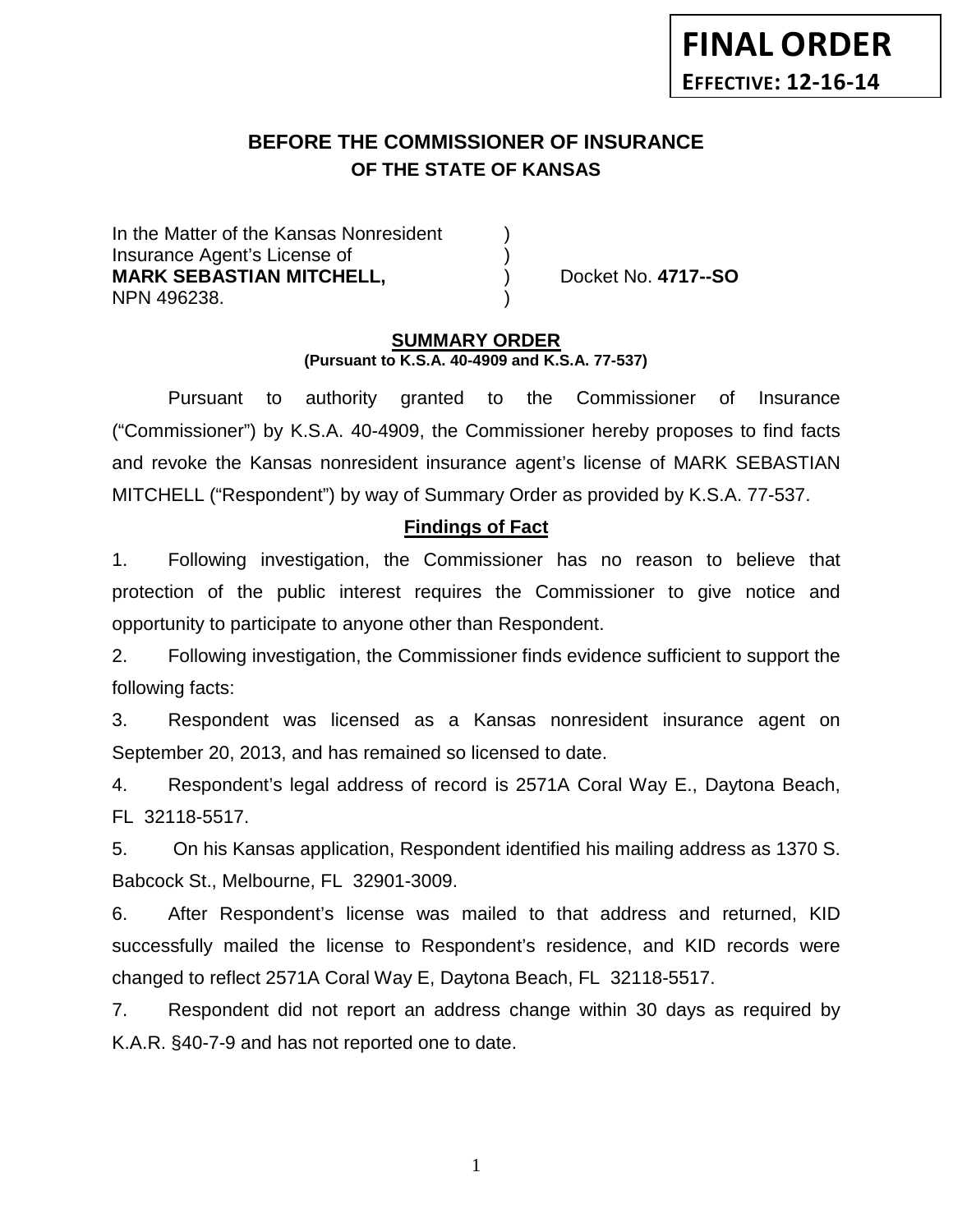**FINAL ORDER**
**EFFECTIVE: 12-16-14**

# BEFORE THE COMMISSIONER OF INSURANCE
## OF THE STATE OF KANSAS

In the Matter of the Kansas Nonresident )
Insurance Agent's License of )
**MARK SEBASTIAN MITCHELL,** ) Docket No. **4717--SO**
NPN 496238. )

### SUMMARY ORDER
**(Pursuant to K.S.A. 40-4909 and K.S.A. 77-537)**

Pursuant to authority granted to the Commissioner of Insurance ("Commissioner") by K.S.A. 40-4909, the Commissioner hereby proposes to find facts and revoke the Kansas nonresident insurance agent's license of MARK SEBASTIAN MITCHELL ("Respondent") by way of Summary Order as provided by K.S.A. 77-537.

### Findings of Fact

1. Following investigation, the Commissioner has no reason to believe that protection of the public interest requires the Commissioner to give notice and opportunity to participate to anyone other than Respondent.

2. Following investigation, the Commissioner finds evidence sufficient to support the following facts:

3. Respondent was licensed as a Kansas nonresident insurance agent on September 20, 2013, and has remained so licensed to date.

4. Respondent's legal address of record is 2571A Coral Way E., Daytona Beach, FL 32118-5517.

5. On his Kansas application, Respondent identified his mailing address as 1370 S. Babcock St., Melbourne, FL 32901-3009.

6. After Respondent's license was mailed to that address and returned, KID successfully mailed the license to Respondent's residence, and KID records were changed to reflect 2571A Coral Way E, Daytona Beach, FL 32118-5517.

7. Respondent did not report an address change within 30 days as required by K.A.R. §40-7-9 and has not reported one to date.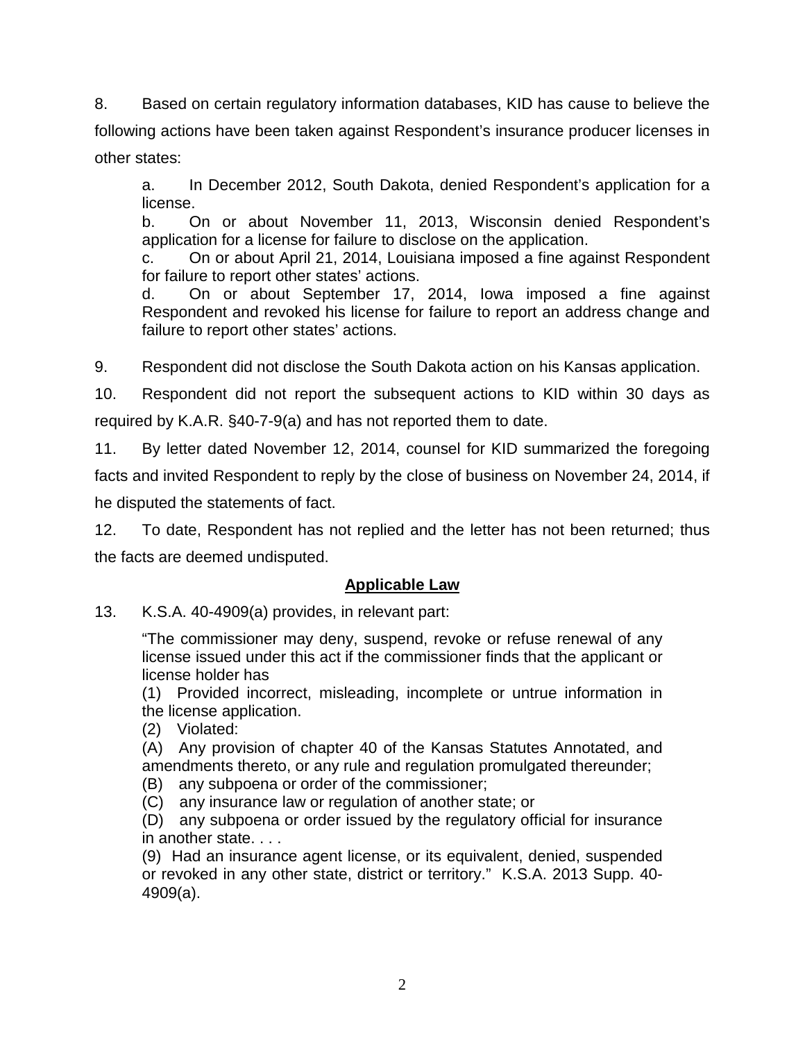8. Based on certain regulatory information databases, KID has cause to believe the following actions have been taken against Respondent's insurance producer licenses in other states:

> a. In December 2012, South Dakota, denied Respondent's application for a license.
> b. On or about November 11, 2013, Wisconsin denied Respondent's application for a license for failure to disclose on the application.
> c. On or about April 21, 2014, Louisiana imposed a fine against Respondent for failure to report other states' actions.
> d. On or about September 17, 2014, Iowa imposed a fine against Respondent and revoked his license for failure to report an address change and failure to report other states' actions.

9. Respondent did not disclose the South Dakota action on his Kansas application.

10. Respondent did not report the subsequent actions to KID within 30 days as required by K.A.R. §40-7-9(a) and has not reported them to date.

11. By letter dated November 12, 2014, counsel for KID summarized the foregoing facts and invited Respondent to reply by the close of business on November 24, 2014, if he disputed the statements of fact.

12. To date, Respondent has not replied and the letter has not been returned; thus the facts are deemed undisputed.

## Applicable Law

13. K.S.A. 40-4909(a) provides, in relevant part:

> "The commissioner may deny, suspend, revoke or refuse renewal of any license issued under this act if the commissioner finds that the applicant or license holder has
> (1) Provided incorrect, misleading, incomplete or untrue information in the license application.
> (2) Violated:
> (A) Any provision of chapter 40 of the Kansas Statutes Annotated, and amendments thereto, or any rule and regulation promulgated thereunder;
> (B) any subpoena or order of the commissioner;
> (C) any insurance law or regulation of another state; or
> (D) any subpoena or order issued by the regulatory official for insurance in another state. . . .
> (9) Had an insurance agent license, or its equivalent, denied, suspended or revoked in any other state, district or territory." K.S.A. 2013 Supp. 40-4909(a).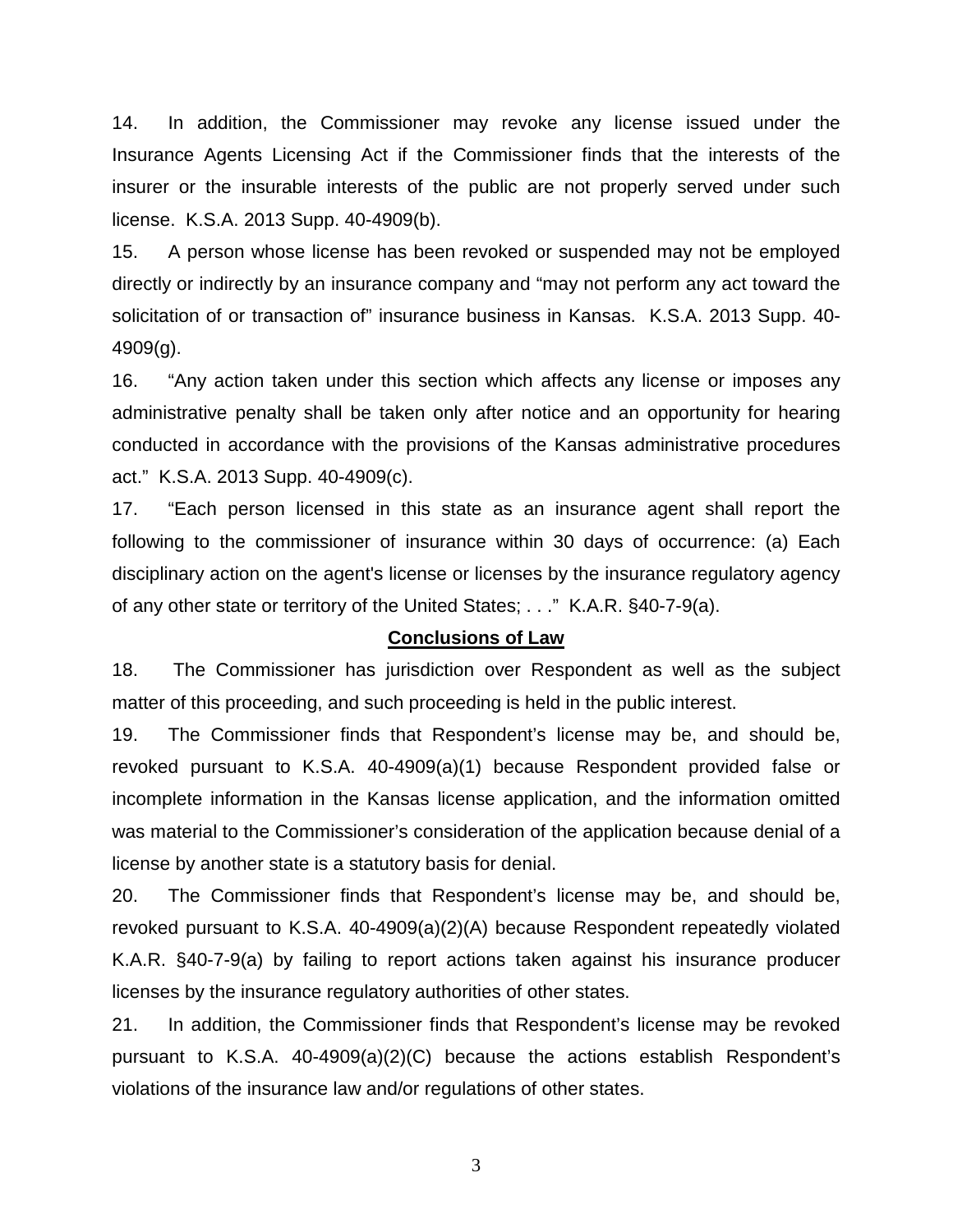14. In addition, the Commissioner may revoke any license issued under the Insurance Agents Licensing Act if the Commissioner finds that the interests of the insurer or the insurable interests of the public are not properly served under such license. K.S.A. 2013 Supp. 40-4909(b).

15. A person whose license has been revoked or suspended may not be employed directly or indirectly by an insurance company and "may not perform any act toward the solicitation of or transaction of" insurance business in Kansas. K.S.A. 2013 Supp. 40-4909(g).

16. "Any action taken under this section which affects any license or imposes any administrative penalty shall be taken only after notice and an opportunity for hearing conducted in accordance with the provisions of the Kansas administrative procedures act." K.S.A. 2013 Supp. 40-4909(c).

17. "Each person licensed in this state as an insurance agent shall report the following to the commissioner of insurance within 30 days of occurrence: (a) Each disciplinary action on the agent's license or licenses by the insurance regulatory agency of any other state or territory of the United States; . . ." K.A.R. §40-7-9(a).

## Conclusions of Law

18. The Commissioner has jurisdiction over Respondent as well as the subject matter of this proceeding, and such proceeding is held in the public interest.

19. The Commissioner finds that Respondent's license may be, and should be, revoked pursuant to K.S.A. 40-4909(a)(1) because Respondent provided false or incomplete information in the Kansas license application, and the information omitted was material to the Commissioner's consideration of the application because denial of a license by another state is a statutory basis for denial.

20. The Commissioner finds that Respondent's license may be, and should be, revoked pursuant to K.S.A. 40-4909(a)(2)(A) because Respondent repeatedly violated K.A.R. §40-7-9(a) by failing to report actions taken against his insurance producer licenses by the insurance regulatory authorities of other states.

21. In addition, the Commissioner finds that Respondent's license may be revoked pursuant to K.S.A. 40-4909(a)(2)(C) because the actions establish Respondent's violations of the insurance law and/or regulations of other states.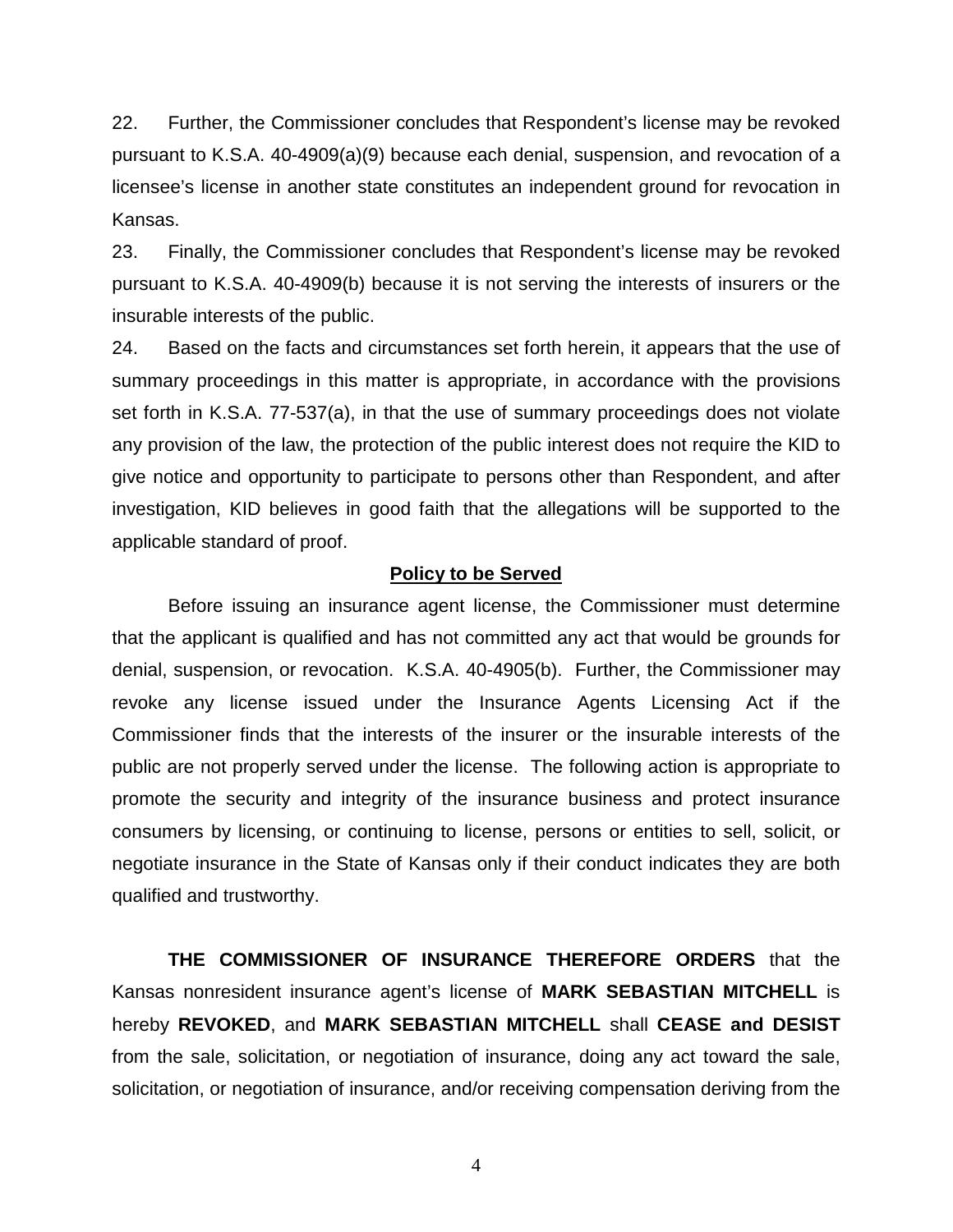22. Further, the Commissioner concludes that Respondent's license may be revoked pursuant to K.S.A. 40-4909(a)(9) because each denial, suspension, and revocation of a licensee's license in another state constitutes an independent ground for revocation in Kansas.

23. Finally, the Commissioner concludes that Respondent's license may be revoked pursuant to K.S.A. 40-4909(b) because it is not serving the interests of insurers or the insurable interests of the public.

24. Based on the facts and circumstances set forth herein, it appears that the use of summary proceedings in this matter is appropriate, in accordance with the provisions set forth in K.S.A. 77-537(a), in that the use of summary proceedings does not violate any provision of the law, the protection of the public interest does not require the KID to give notice and opportunity to participate to persons other than Respondent, and after investigation, KID believes in good faith that the allegations will be supported to the applicable standard of proof.

**Policy to be Served**

Before issuing an insurance agent license, the Commissioner must determine that the applicant is qualified and has not committed any act that would be grounds for denial, suspension, or revocation. K.S.A. 40-4905(b). Further, the Commissioner may revoke any license issued under the Insurance Agents Licensing Act if the Commissioner finds that the interests of the insurer or the insurable interests of the public are not properly served under the license. The following action is appropriate to promote the security and integrity of the insurance business and protect insurance consumers by licensing, or continuing to license, persons or entities to sell, solicit, or negotiate insurance in the State of Kansas only if their conduct indicates they are both qualified and trustworthy.

**THE COMMISSIONER OF INSURANCE THEREFORE ORDERS** that the Kansas nonresident insurance agent's license of **MARK SEBASTIAN MITCHELL** is hereby **REVOKED**, and **MARK SEBASTIAN MITCHELL** shall **CEASE and DESIST** from the sale, solicitation, or negotiation of insurance, doing any act toward the sale, solicitation, or negotiation of insurance, and/or receiving compensation deriving from the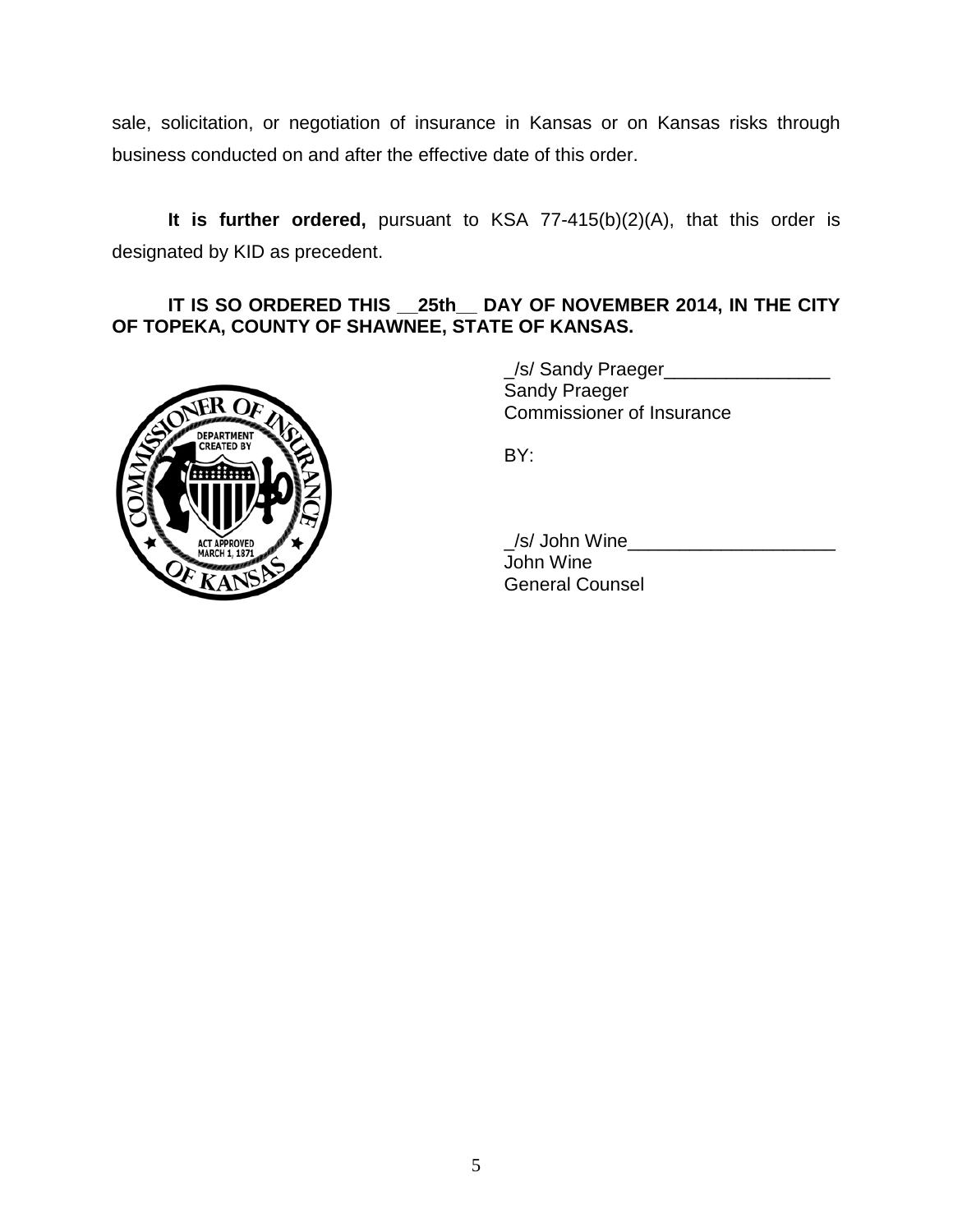sale, solicitation, or negotiation of insurance in Kansas or on Kansas risks through business conducted on and after the effective date of this order.

**It is further ordered,** pursuant to KSA 77-415(b)(2)(A), that this order is designated by KID as precedent.

**IT IS SO ORDERED THIS __25th__ DAY OF NOVEMBER 2014, IN THE CITY OF TOPEKA, COUNTY OF SHAWNEE, STATE OF KANSAS.**

_/s/ Sandy Praeger________________
Sandy Praeger
Commissioner of Insurance

BY:

_/s/ John Wine____________________
John Wine
General Counsel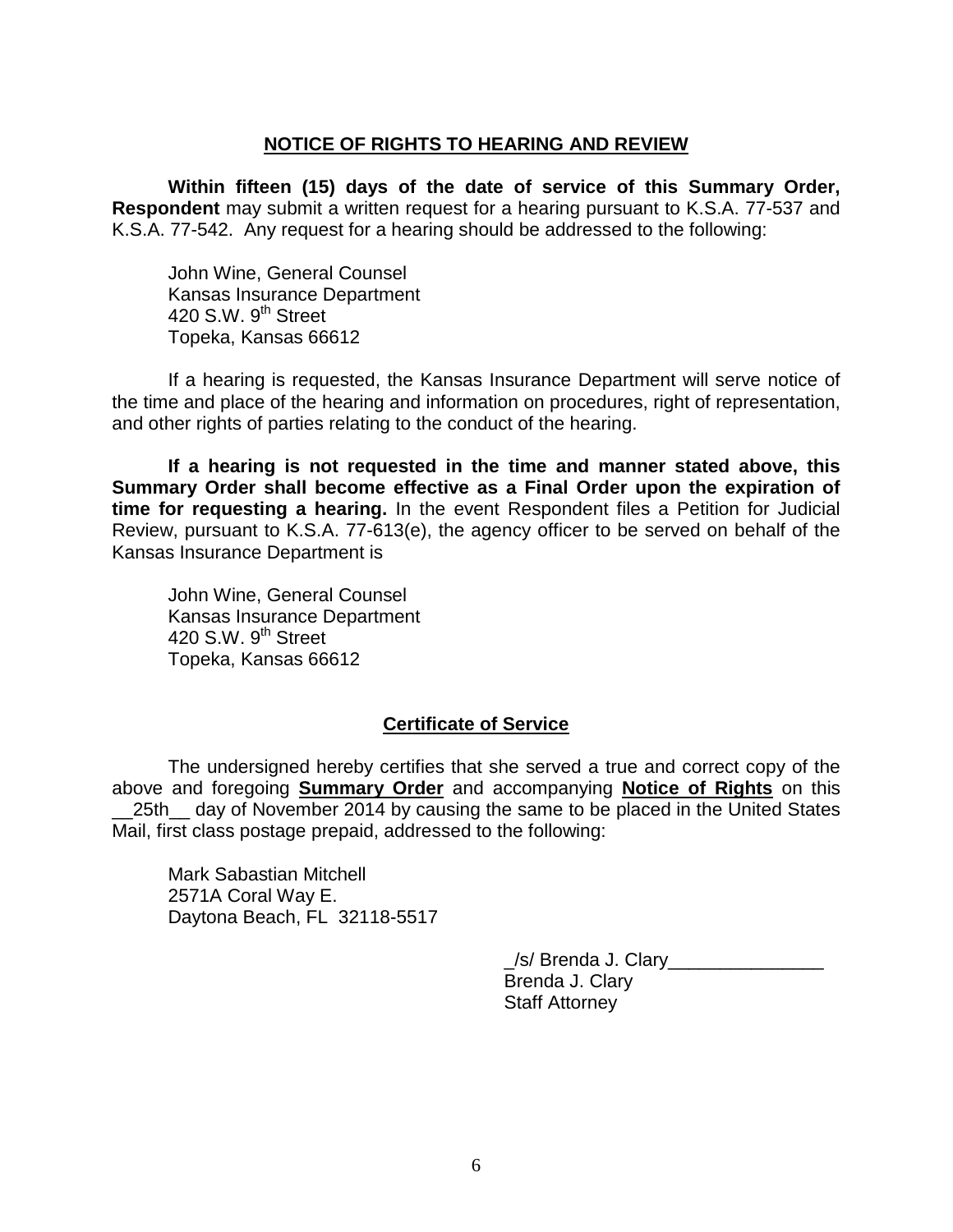## NOTICE OF RIGHTS TO HEARING AND REVIEW

**Within fifteen (15) days of the date of service of this Summary Order, Respondent** may submit a written request for a hearing pursuant to K.S.A. 77-537 and K.S.A. 77-542. Any request for a hearing should be addressed to the following:

John Wine, General Counsel
Kansas Insurance Department
420 S.W. 9th Street
Topeka, Kansas 66612

If a hearing is requested, the Kansas Insurance Department will serve notice of the time and place of the hearing and information on procedures, right of representation, and other rights of parties relating to the conduct of the hearing.

**If a hearing is not requested in the time and manner stated above, this Summary Order shall become effective as a Final Order upon the expiration of time for requesting a hearing.** In the event Respondent files a Petition for Judicial Review, pursuant to K.S.A. 77-613(e), the agency officer to be served on behalf of the Kansas Insurance Department is

John Wine, General Counsel
Kansas Insurance Department
420 S.W. 9th Street
Topeka, Kansas 66612

## Certificate of Service

The undersigned hereby certifies that she served a true and correct copy of the above and foregoing **Summary Order** and accompanying **Notice of Rights** on this __25th__ day of November 2014 by causing the same to be placed in the United States Mail, first class postage prepaid, addressed to the following:

Mark Sabastian Mitchell
2571A Coral Way E.
Daytona Beach, FL 32118-5517

_/s/ Brenda J. Clary_______________
Brenda J. Clary
Staff Attorney